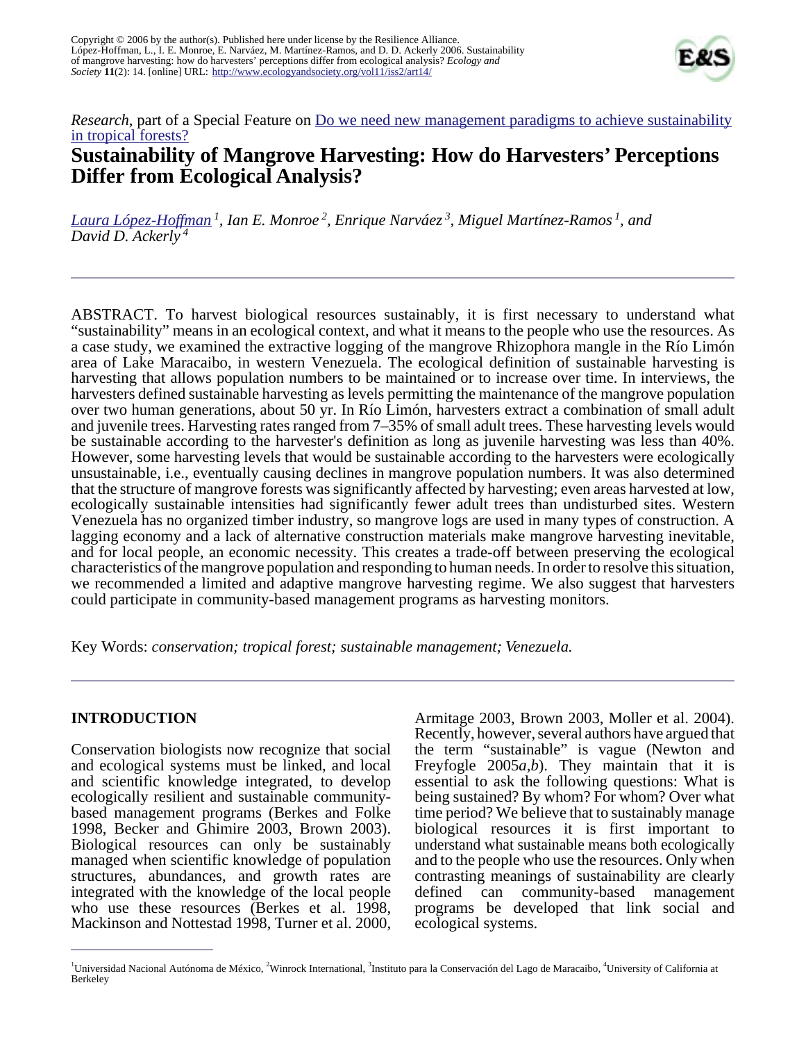Copyright © 2006 by the author(s). Published here under license by the Resilience Alliance.
López-Hoffman, L., I. E. Monroe, E. Narváez, M. Martínez-Ramos, and D. D. Ackerly 2006. Sustainability of mangrove harvesting: how do harvesters' perceptions differ from ecological analysis? *Ecology and Society* **11**(2): 14. [online] URL: http://www.ecologyandsociety.org/vol11/iss2/art14/

*Research*, part of a Special Feature on Do we need new management paradigms to achieve sustainability in tropical forests?

# Sustainability of Mangrove Harvesting: How do Harvesters' Perceptions Differ from Ecological Analysis?

*Laura López-Hoffman* [1], *Ian E. Monroe* [2], *Enrique Narváez* [3], *Miguel Martínez-Ramos* [1], and *David D. Ackerly* [4]

ABSTRACT. To harvest biological resources sustainably, it is first necessary to understand what "sustainability" means in an ecological context, and what it means to the people who use the resources. As a case study, we examined the extractive logging of the mangrove Rhizophora mangle in the Río Limón area of Lake Maracaibo, in western Venezuela. The ecological definition of sustainable harvesting is harvesting that allows population numbers to be maintained or to increase over time. In interviews, the harvesters defined sustainable harvesting as levels permitting the maintenance of the mangrove population over two human generations, about 50 yr. In Río Limón, harvesters extract a combination of small adult and juvenile trees. Harvesting rates ranged from 7–35% of small adult trees. These harvesting levels would be sustainable according to the harvester's definition as long as juvenile harvesting was less than 40%. However, some harvesting levels that would be sustainable according to the harvesters were ecologically unsustainable, i.e., eventually causing declines in mangrove population numbers. It was also determined that the structure of mangrove forests was significantly affected by harvesting; even areas harvested at low, ecologically sustainable intensities had significantly fewer adult trees than undisturbed sites. Western Venezuela has no organized timber industry, so mangrove logs are used in many types of construction. A lagging economy and a lack of alternative construction materials make mangrove harvesting inevitable, and for local people, an economic necessity. This creates a trade-off between preserving the ecological characteristics of the mangrove population and responding to human needs. In order to resolve this situation, we recommended a limited and adaptive mangrove harvesting regime. We also suggest that harvesters could participate in community-based management programs as harvesting monitors.

Key Words: *conservation; tropical forest; sustainable management; Venezuela.*

## INTRODUCTION

Conservation biologists now recognize that social and ecological systems must be linked, and local and scientific knowledge integrated, to develop ecologically resilient and sustainable community-based management programs (Berkes and Folke 1998, Becker and Ghimire 2003, Brown 2003). Biological resources can only be sustainably managed when scientific knowledge of population structures, abundances, and growth rates are integrated with the knowledge of the local people who use these resources (Berkes et al. 1998, Mackinson and Nottestad 1998, Turner et al. 2000, Armitage 2003, Brown 2003, Moller et al. 2004). Recently, however, several authors have argued that the term "sustainable" is vague (Newton and Freyfogle 2005*a*,*b*). They maintain that it is essential to ask the following questions: What is being sustained? By whom? For whom? Over what time period? We believe that to sustainably manage biological resources it is first important to understand what sustainable means both ecologically and to the people who use the resources. Only when contrasting meanings of sustainability are clearly defined can community-based management programs be developed that link social and ecological systems.

[1]Universidad Nacional Autónoma de México, [2]Winrock International, [3]Instituto para la Conservación del Lago de Maracaibo, [4]University of California at Berkeley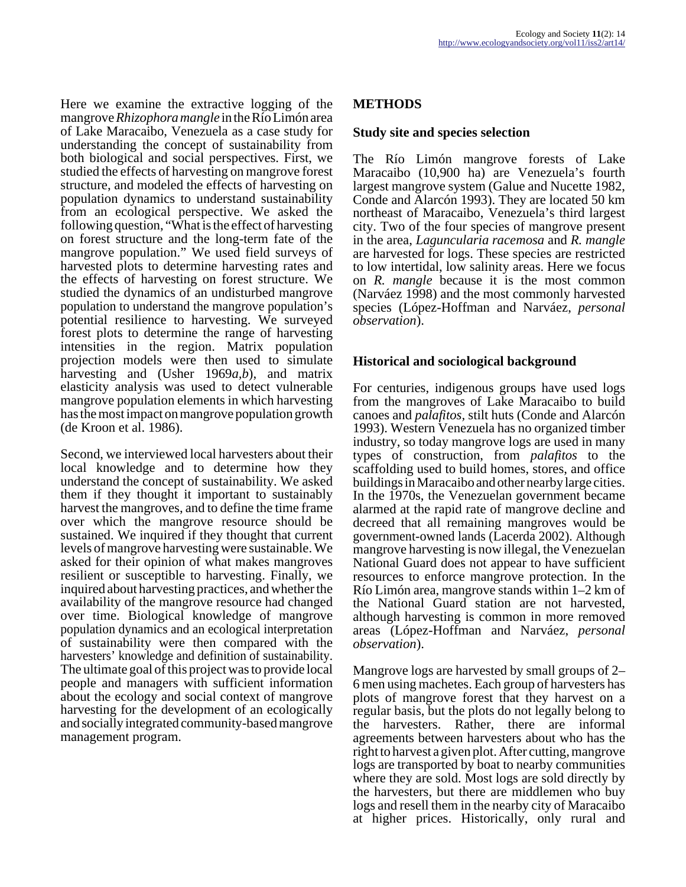Here we examine the extractive logging of the mangrove *Rhizophora mangle* in the Río Limón area of Lake Maracaibo, Venezuela as a case study for understanding the concept of sustainability from both biological and social perspectives. First, we studied the effects of harvesting on mangrove forest structure, and modeled the effects of harvesting on population dynamics to understand sustainability from an ecological perspective. We asked the following question, "What is the effect of harvesting on forest structure and the long-term fate of the mangrove population." We used field surveys of harvested plots to determine harvesting rates and the effects of harvesting on forest structure. We studied the dynamics of an undisturbed mangrove population to understand the mangrove population's potential resilience to harvesting. We surveyed forest plots to determine the range of harvesting intensities in the region. Matrix population projection models were then used to simulate harvesting and (Usher 1969*a,b*), and matrix elasticity analysis was used to detect vulnerable mangrove population elements in which harvesting has the most impact on mangrove population growth (de Kroon et al. 1986).

Second, we interviewed local harvesters about their local knowledge and to determine how they understand the concept of sustainability. We asked them if they thought it important to sustainably harvest the mangroves, and to define the time frame over which the mangrove resource should be sustained. We inquired if they thought that current levels of mangrove harvesting were sustainable. We asked for their opinion of what makes mangroves resilient or susceptible to harvesting. Finally, we inquired about harvesting practices, and whether the availability of the mangrove resource had changed over time. Biological knowledge of mangrove population dynamics and an ecological interpretation of sustainability were then compared with the harvesters' knowledge and definition of sustainability. The ultimate goal of this project was to provide local people and managers with sufficient information about the ecology and social context of mangrove harvesting for the development of an ecologically and socially integrated community-based mangrove management program.

## METHODS

### Study site and species selection

The Río Limón mangrove forests of Lake Maracaibo (10,900 ha) are Venezuela's fourth largest mangrove system (Galue and Nucette 1982, Conde and Alarcón 1993). They are located 50 km northeast of Maracaibo, Venezuela's third largest city. Two of the four species of mangrove present in the area, *Laguncularia racemosa* and *R. mangle* are harvested for logs. These species are restricted to low intertidal, low salinity areas. Here we focus on *R. mangle* because it is the most common (Narváez 1998) and the most commonly harvested species (López-Hoffman and Narváez, *personal observation*).

### Historical and sociological background

For centuries, indigenous groups have used logs from the mangroves of Lake Maracaibo to build canoes and *palafitos*, stilt huts (Conde and Alarcón 1993). Western Venezuela has no organized timber industry, so today mangrove logs are used in many types of construction, from *palafitos* to the scaffolding used to build homes, stores, and office buildings in Maracaibo and other nearby large cities. In the 1970s, the Venezuelan government became alarmed at the rapid rate of mangrove decline and decreed that all remaining mangroves would be government-owned lands (Lacerda 2002). Although mangrove harvesting is now illegal, the Venezuelan National Guard does not appear to have sufficient resources to enforce mangrove protection. In the Río Limón area, mangrove stands within 1–2 km of the National Guard station are not harvested, although harvesting is common in more removed areas (López-Hoffman and Narváez, *personal observation*).

Mangrove logs are harvested by small groups of 2–6 men using machetes. Each group of harvesters has plots of mangrove forest that they harvest on a regular basis, but the plots do not legally belong to the harvesters. Rather, there are informal agreements between harvesters about who has the right to harvest a given plot. After cutting, mangrove logs are transported by boat to nearby communities where they are sold. Most logs are sold directly by the harvesters, but there are middlemen who buy logs and resell them in the nearby city of Maracaibo at higher prices. Historically, only rural and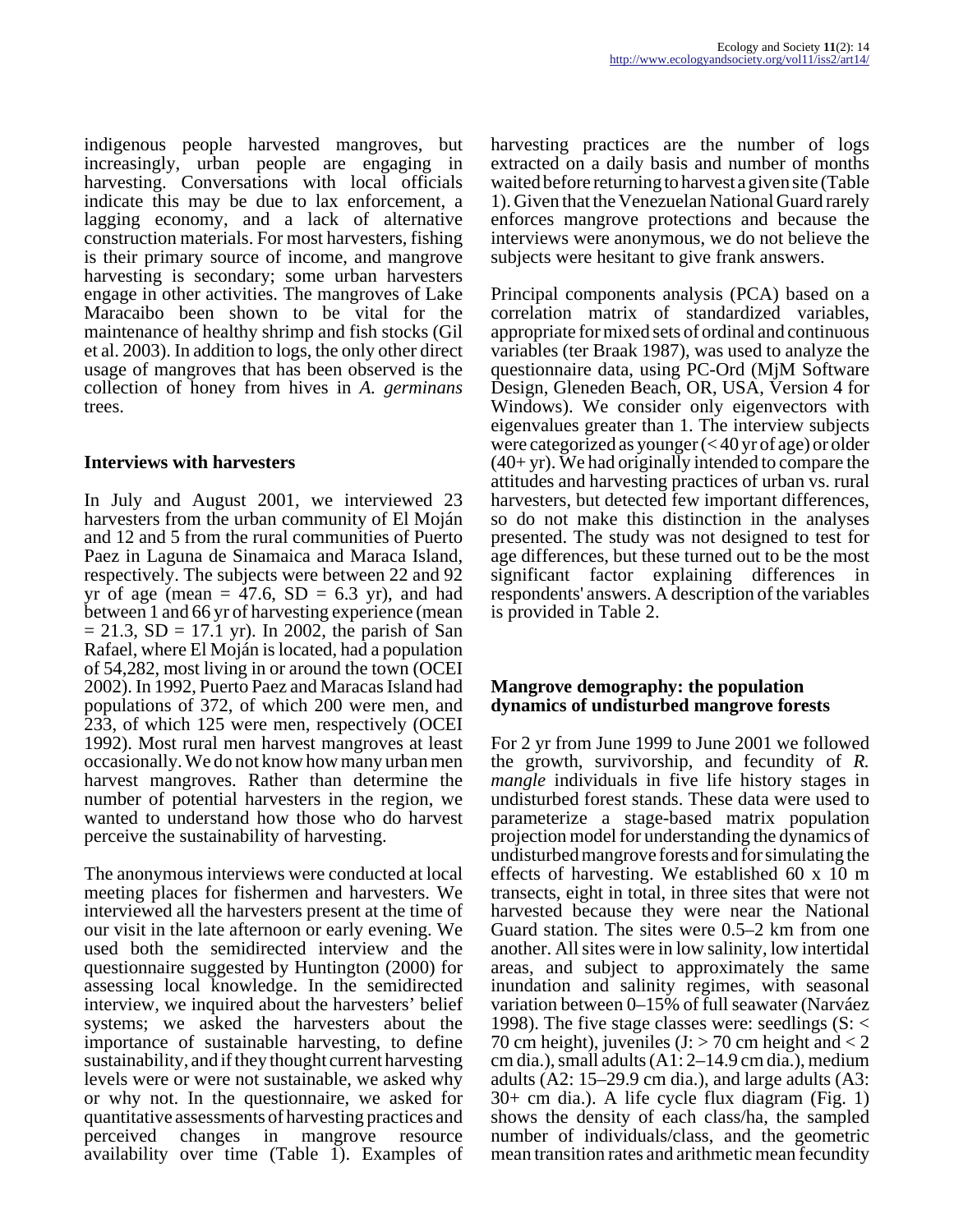indigenous people harvested mangroves, but increasingly, urban people are engaging in harvesting. Conversations with local officials indicate this may be due to lax enforcement, a lagging economy, and a lack of alternative construction materials. For most harvesters, fishing is their primary source of income, and mangrove harvesting is secondary; some urban harvesters engage in other activities. The mangroves of Lake Maracaibo been shown to be vital for the maintenance of healthy shrimp and fish stocks (Gil et al. 2003). In addition to logs, the only other direct usage of mangroves that has been observed is the collection of honey from hives in *A. germinans* trees.

### Interviews with harvesters

In July and August 2001, we interviewed 23 harvesters from the urban community of El Moján and 12 and 5 from the rural communities of Puerto Paez in Laguna de Sinamaica and Maraca Island, respectively. The subjects were between 22 and 92 yr of age (mean = 47.6, SD = 6.3 yr), and had between 1 and 66 yr of harvesting experience (mean = 21.3, SD = 17.1 yr). In 2002, the parish of San Rafael, where El Moján is located, had a population of 54,282, most living in or around the town (OCEI 2002). In 1992, Puerto Paez and Maracas Island had populations of 372, of which 200 were men, and 233, of which 125 were men, respectively (OCEI 1992). Most rural men harvest mangroves at least occasionally. We do not know how many urban men harvest mangroves. Rather than determine the number of potential harvesters in the region, we wanted to understand how those who do harvest perceive the sustainability of harvesting.

The anonymous interviews were conducted at local meeting places for fishermen and harvesters. We interviewed all the harvesters present at the time of our visit in the late afternoon or early evening. We used both the semidirected interview and the questionnaire suggested by Huntington (2000) for assessing local knowledge. In the semidirected interview, we inquired about the harvesters' belief systems; we asked the harvesters about the importance of sustainable harvesting, to define sustainability, and if they thought current harvesting levels were or were not sustainable, we asked why or why not. In the questionnaire, we asked for quantitative assessments of harvesting practices and perceived changes in mangrove resource availability over time (Table 1). Examples of harvesting practices are the number of logs extracted on a daily basis and number of months waited before returning to harvest a given site (Table 1). Given that the Venezuelan National Guard rarely enforces mangrove protections and because the interviews were anonymous, we do not believe the subjects were hesitant to give frank answers.

Principal components analysis (PCA) based on a correlation matrix of standardized variables, appropriate for mixed sets of ordinal and continuous variables (ter Braak 1987), was used to analyze the questionnaire data, using PC-Ord (MjM Software Design, Gleneden Beach, OR, USA, Version 4 for Windows). We consider only eigenvectors with eigenvalues greater than 1. The interview subjects were categorized as younger (< 40 yr of age) or older (40+ yr). We had originally intended to compare the attitudes and harvesting practices of urban vs. rural harvesters, but detected few important differences, so do not make this distinction in the analyses presented. The study was not designed to test for age differences, but these turned out to be the most significant factor explaining differences in respondents' answers. A description of the variables is provided in Table 2.

### Mangrove demography: the population dynamics of undisturbed mangrove forests

For 2 yr from June 1999 to June 2001 we followed the growth, survivorship, and fecundity of *R. mangle* individuals in five life history stages in undisturbed forest stands. These data were used to parameterize a stage-based matrix population projection model for understanding the dynamics of undisturbed mangrove forests and for simulating the effects of harvesting. We established 60 x 10 m transects, eight in total, in three sites that were not harvested because they were near the National Guard station. The sites were 0.5–2 km from one another. All sites were in low salinity, low intertidal areas, and subject to approximately the same inundation and salinity regimes, with seasonal variation between 0–15% of full seawater (Narváez 1998). The five stage classes were: seedlings (S: < 70 cm height), juveniles (J: > 70 cm height and < 2 cm dia.), small adults (A1: 2–14.9 cm dia.), medium adults (A2: 15–29.9 cm dia.), and large adults (A3: 30+ cm dia.). A life cycle flux diagram (Fig. 1) shows the density of each class/ha, the sampled number of individuals/class, and the geometric mean transition rates and arithmetic mean fecundity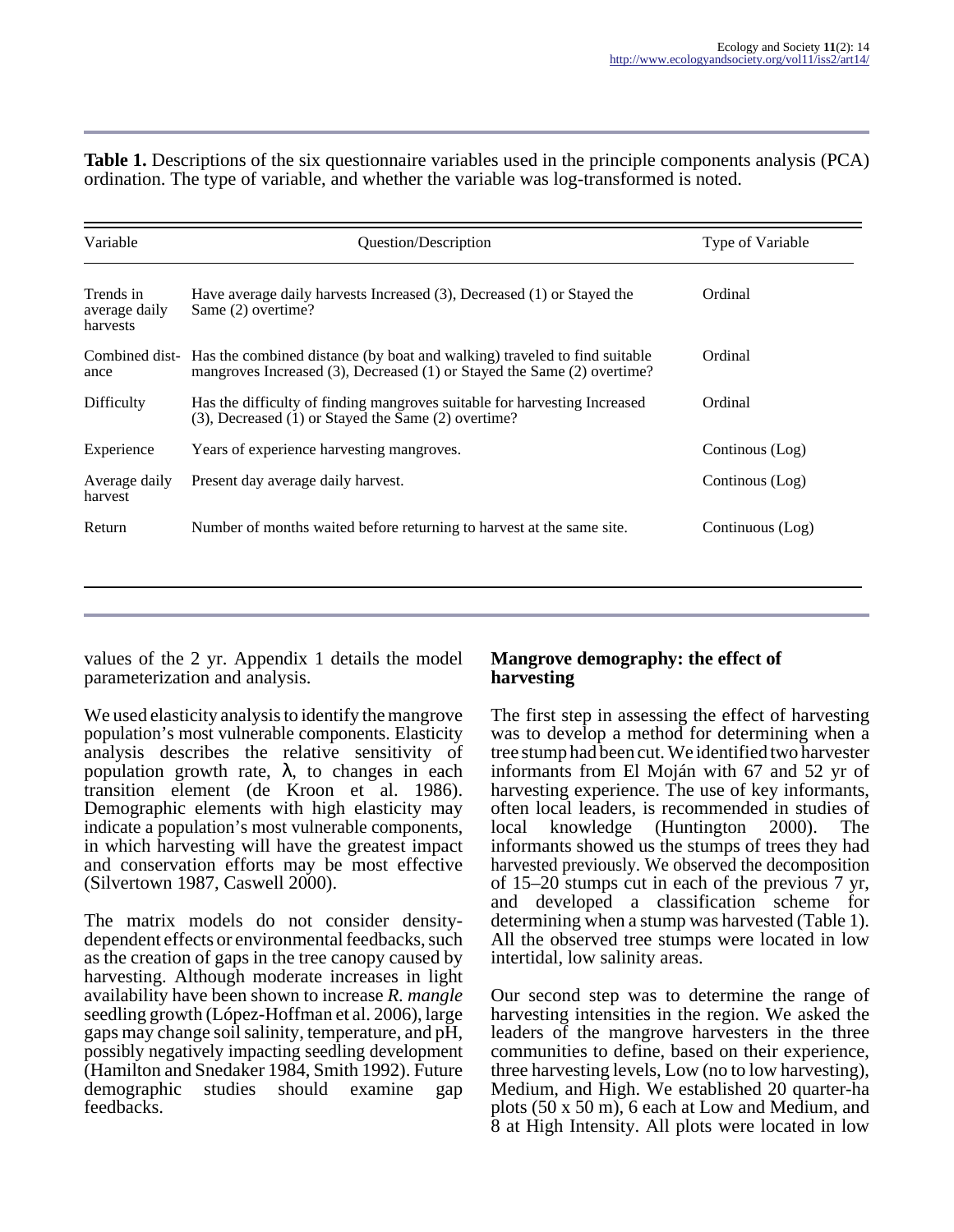**Table 1.** Descriptions of the six questionnaire variables used in the principle components analysis (PCA) ordination. The type of variable, and whether the variable was log-transformed is noted.

| Variable | Question/Description | Type of Variable |
|---|---|---|
| Trends in average daily harvests | Have average daily harvests Increased (3), Decreased (1) or Stayed the Same (2) overtime? | Ordinal |
| Combined distance | Has the combined distance (by boat and walking) traveled to find suitable mangroves Increased (3), Decreased (1) or Stayed the Same (2) overtime? | Ordinal |
| Difficulty | Has the difficulty of finding mangroves suitable for harvesting Increased (3), Decreased (1) or Stayed the Same (2) overtime? | Ordinal |
| Experience | Years of experience harvesting mangroves. | Continous (Log) |
| Average daily harvest | Present day average daily harvest. | Continous (Log) |
| Return | Number of months waited before returning to harvest at the same site. | Continuous (Log) |

values of the 2 yr. Appendix 1 details the model parameterization and analysis.

We used elasticity analysis to identify the mangrove population's most vulnerable components. Elasticity analysis describes the relative sensitivity of population growth rate, $\lambda$, to changes in each transition element (de Kroon et al. 1986). Demographic elements with high elasticity may indicate a population's most vulnerable components, in which harvesting will have the greatest impact and conservation efforts may be most effective (Silvertown 1987, Caswell 2000).

The matrix models do not consider density-dependent effects or environmental feedbacks, such as the creation of gaps in the tree canopy caused by harvesting. Although moderate increases in light availability have been shown to increase *R. mangle* seedling growth (López-Hoffman et al. 2006), large gaps may change soil salinity, temperature, and pH, possibly negatively impacting seedling development (Hamilton and Snedaker 1984, Smith 1992). Future demographic studies should examine gap feedbacks.

### Mangrove demography: the effect of harvesting

The first step in assessing the effect of harvesting was to develop a method for determining when a tree stump had been cut. We identified two harvester informants from El Moján with 67 and 52 yr of harvesting experience. The use of key informants, often local leaders, is recommended in studies of local knowledge (Huntington 2000). The informants showed us the stumps of trees they had harvested previously. We observed the decomposition of 15–20 stumps cut in each of the previous 7 yr, and developed a classification scheme for determining when a stump was harvested (Table 1). All the observed tree stumps were located in low intertidal, low salinity areas.

Our second step was to determine the range of harvesting intensities in the region. We asked the leaders of the mangrove harvesters in the three communities to define, based on their experience, three harvesting levels, Low (no to low harvesting), Medium, and High. We established 20 quarter-ha plots (50 x 50 m), 6 each at Low and Medium, and 8 at High Intensity. All plots were located in low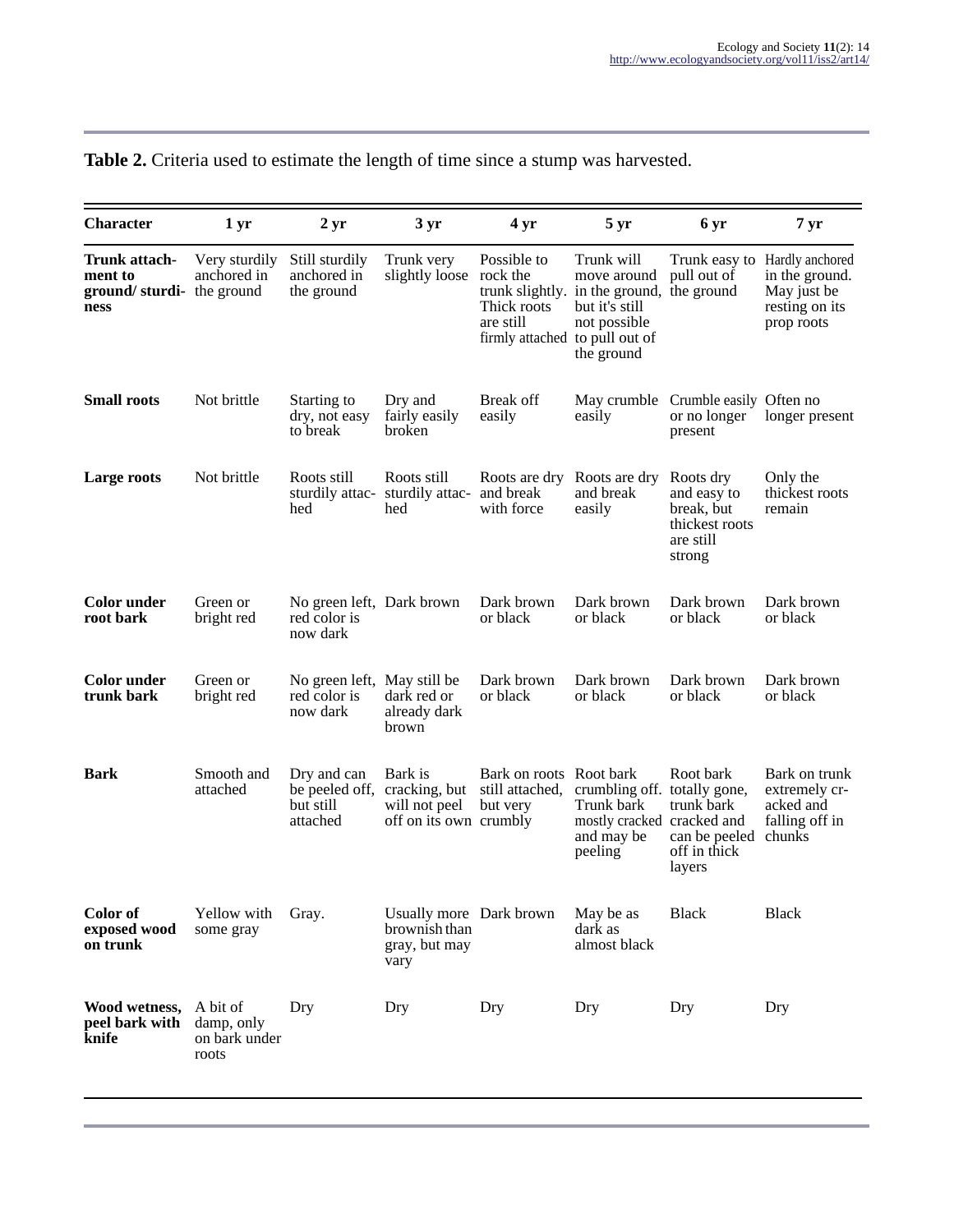**Table 2.** Criteria used to estimate the length of time since a stump was harvested.

| Character | 1 yr | 2 yr | 3 yr | 4 yr | 5 yr | 6 yr | 7 yr |
| --- | --- | --- | --- | --- | --- | --- | --- |
| **Trunk attachment to ground/ sturdiness** | Very sturdily anchored in the ground | Still sturdily anchored in the ground | Trunk very slightly loose | Possible to rock the trunk slightly. Thick roots are still firmly attached | Trunk will move around in the ground, but it's still not possible to pull out of the ground | Trunk easy to pull out of the ground | Hardly anchored in the ground. May just be resting on its prop roots |
| **Small roots** | Not brittle | Starting to dry, not easy to break | Dry and fairly easily broken | Break off easily | May crumble easily | Crumble easily or no longer present | Often no longer present |
| **Large roots** | Not brittle | Roots still sturdily attached | Roots still sturdily attached | Roots are dry and break with force | Roots are dry and break easily | Roots dry and easy to break, but thickest roots are still strong | Only the thickest roots remain |
| **Color under root bark** | Green or bright red | No green left, red color is now dark | Dark brown | Dark brown or black | Dark brown or black | Dark brown or black | Dark brown or black |
| **Color under trunk bark** | Green or bright red | No green left, red color is now dark | May still be dark red or already dark brown | Dark brown or black | Dark brown or black | Dark brown or black | Dark brown or black |
| **Bark** | Smooth and attached | Dry and can be peeled off, but still attached | Bark is cracking, but will not peel off on its own | Bark on roots still attached, but very crumbly | Root bark crumbling off. Trunk bark mostly cracked and may be peeling | Root bark totally gone, trunk bark cracked and can be peeled off in thick layers | Bark on trunk extremely cracked and falling off in chunks |
| **Color of exposed wood on trunk** | Yellow with some gray | Gray. | Usually more brownish than gray, but may vary | Dark brown | May be as dark as almost black | Black | Black |
| **Wood wetness, peel bark with knife** | A bit of damp, only on bark under roots | Dry | Dry | Dry | Dry | Dry | Dry |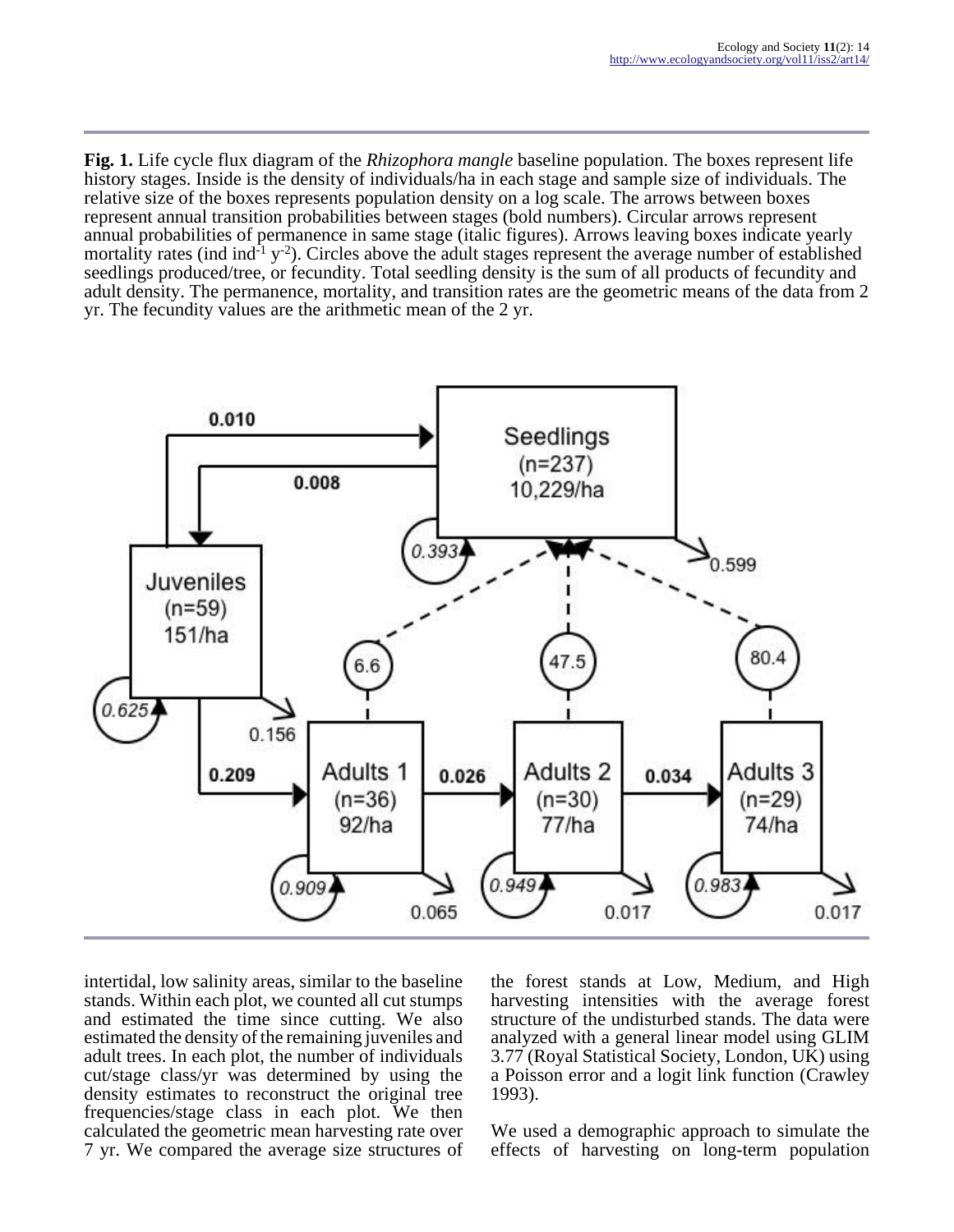**Fig. 1.** Life cycle flux diagram of the *Rhizophora mangle* baseline population. The boxes represent life history stages. Inside is the density of individuals/ha in each stage and sample size of individuals. The relative size of the boxes represents population density on a log scale. The arrows between boxes represent annual transition probabilities between stages (bold numbers). Circular arrows represent annual probabilities of permanence in same stage (italic figures). Arrows leaving boxes indicate yearly mortality rates (ind $ind^{-1}$ $y^{-2}$). Circles above the adult stages represent the average number of established seedlings produced/tree, or fecundity. Total seedling density is the sum of all products of fecundity and adult density. The permanence, mortality, and transition rates are the geometric means of the data from 2 yr. The fecundity values are the arithmetic mean of the 2 yr.

intertidal, low salinity areas, similar to the baseline stands. Within each plot, we counted all cut stumps and estimated the time since cutting. We also estimated the density of the remaining juveniles and adult trees. In each plot, the number of individuals cut/stage class/yr was determined by using the density estimates to reconstruct the original tree frequencies/stage class in each plot. We then calculated the geometric mean harvesting rate over 7 yr. We compared the average size structures of the forest stands at Low, Medium, and High harvesting intensities with the average forest structure of the undisturbed stands. The data were analyzed with a general linear model using GLIM 3.77 (Royal Statistical Society, London, UK) using a Poisson error and a logit link function (Crawley 1993).

We used a demographic approach to simulate the effects of harvesting on long-term population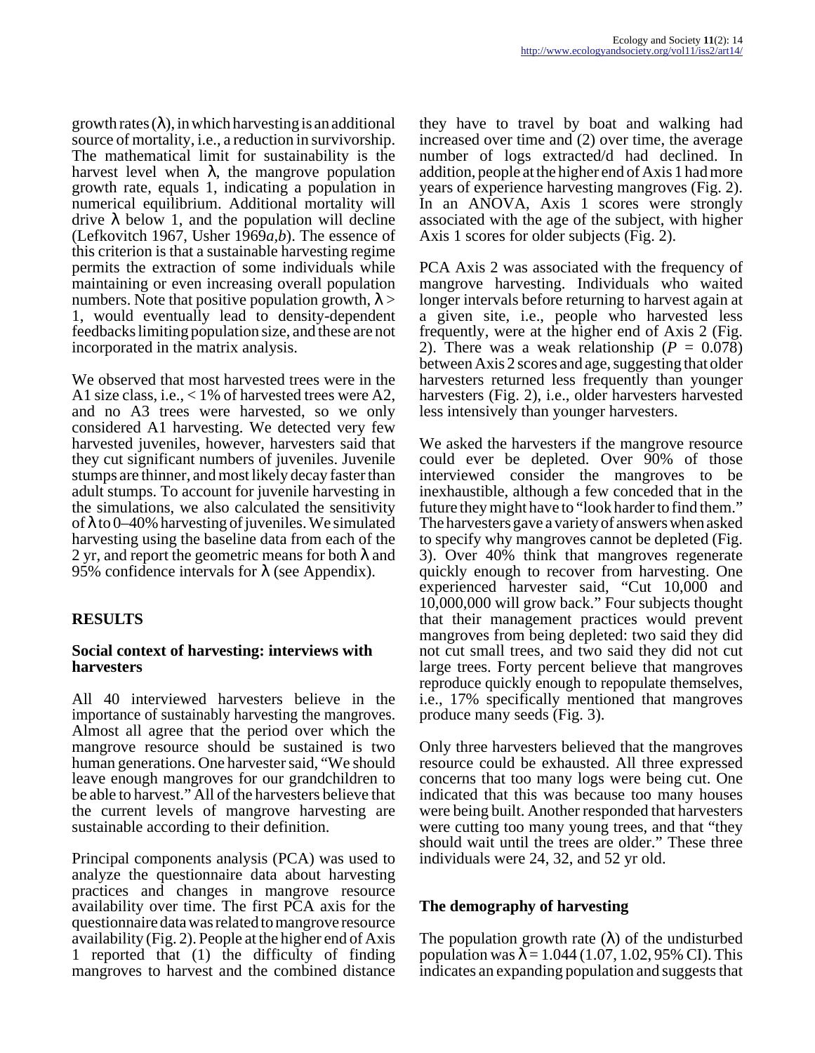growth rates ($\lambda$), in which harvesting is an additional source of mortality, i.e., a reduction in survivorship. The mathematical limit for sustainability is the harvest level when $\lambda$, the mangrove population growth rate, equals 1, indicating a population in numerical equilibrium. Additional mortality will drive $\lambda$ below 1, and the population will decline (Lefkovitch 1967, Usher 1969*a,b*). The essence of this criterion is that a sustainable harvesting regime permits the extraction of some individuals while maintaining or even increasing overall population numbers. Note that positive population growth, $\lambda > 1$, would eventually lead to density-dependent feedbacks limiting population size, and these are not incorporated in the matrix analysis.

We observed that most harvested trees were in the A1 size class, i.e., < 1% of harvested trees were A2, and no A3 trees were harvested, so we only considered A1 harvesting. We detected very few harvested juveniles, however, harvesters said that they cut significant numbers of juveniles. Juvenile stumps are thinner, and most likely decay faster than adult stumps. To account for juvenile harvesting in the simulations, we also calculated the sensitivity of $\lambda$ to 0–40% harvesting of juveniles. We simulated harvesting using the baseline data from each of the 2 yr, and report the geometric means for both $\lambda$ and 95% confidence intervals for $\lambda$ (see Appendix).

## RESULTS

### Social context of harvesting: interviews with harvesters

All 40 interviewed harvesters believe in the importance of sustainably harvesting the mangroves. Almost all agree that the period over which the mangrove resource should be sustained is two human generations. One harvester said, "We should leave enough mangroves for our grandchildren to be able to harvest." All of the harvesters believe that the current levels of mangrove harvesting are sustainable according to their definition.

Principal components analysis (PCA) was used to analyze the questionnaire data about harvesting practices and changes in mangrove resource availability over time. The first PCA axis for the questionnaire data was related to mangrove resource availability (Fig. 2). People at the higher end of Axis 1 reported that (1) the difficulty of finding mangroves to harvest and the combined distance they have to travel by boat and walking had increased over time and (2) over time, the average number of logs extracted/d had declined. In addition, people at the higher end of Axis 1 had more years of experience harvesting mangroves (Fig. 2). In an ANOVA, Axis 1 scores were strongly associated with the age of the subject, with higher Axis 1 scores for older subjects (Fig. 2).

PCA Axis 2 was associated with the frequency of mangrove harvesting. Individuals who waited longer intervals before returning to harvest again at a given site, i.e., people who harvested less frequently, were at the higher end of Axis 2 (Fig. 2). There was a weak relationship ($P = 0.078$) between Axis 2 scores and age, suggesting that older harvesters returned less frequently than younger harvesters (Fig. 2), i.e., older harvesters harvested less intensively than younger harvesters.

We asked the harvesters if the mangrove resource could ever be depleted. Over 90% of those interviewed consider the mangroves to be inexhaustible, although a few conceded that in the future they might have to "look harder to find them." The harvesters gave a variety of answers when asked to specify why mangroves cannot be depleted (Fig. 3). Over 40% think that mangroves regenerate quickly enough to recover from harvesting. One experienced harvester said, "Cut 10,000 and 10,000,000 will grow back." Four subjects thought that their management practices would prevent mangroves from being depleted: two said they did not cut small trees, and two said they did not cut large trees. Forty percent believe that mangroves reproduce quickly enough to repopulate themselves, i.e., 17% specifically mentioned that mangroves produce many seeds (Fig. 3).

Only three harvesters believed that the mangroves resource could be exhausted. All three expressed concerns that too many logs were being cut. One indicated that this was because too many houses were being built. Another responded that harvesters were cutting too many young trees, and that "they should wait until the trees are older." These three individuals were 24, 32, and 52 yr old.

### The demography of harvesting

The population growth rate ($\lambda$) of the undisturbed population was $\lambda = 1.044$ (1.07, 1.02, 95% CI). This indicates an expanding population and suggests that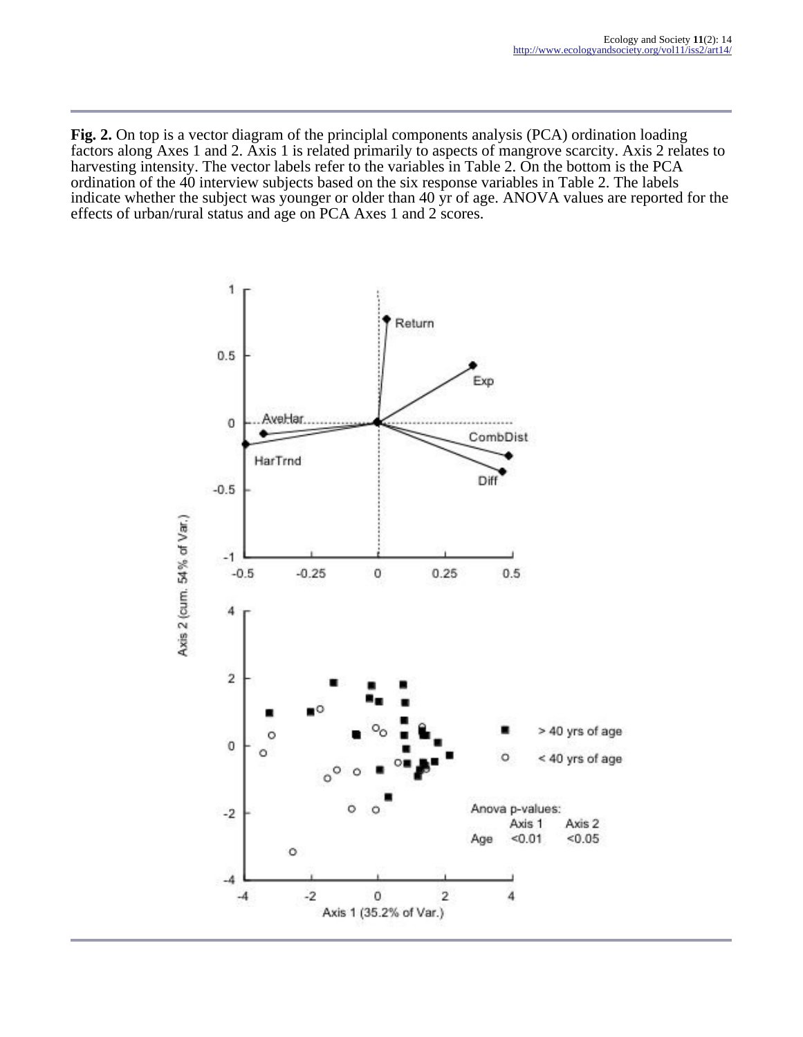**Fig. 2.** On top is a vector diagram of the principlal components analysis (PCA) ordination loading factors along Axes 1 and 2. Axis 1 is related primarily to aspects of mangrove scarcity. Axis 2 relates to harvesting intensity. The vector labels refer to the variables in Table 2. On the bottom is the PCA ordination of the 40 interview subjects based on the six response variables in Table 2. The labels indicate whether the subject was younger or older than 40 yr of age. ANOVA values are reported for the effects of urban/rural status and age on PCA Axes 1 and 2 scores.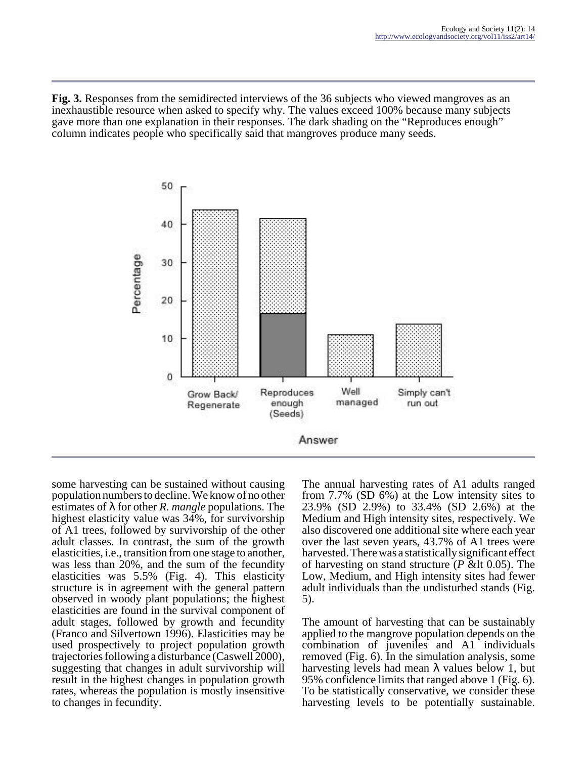**Fig. 3.** Responses from the semidirected interviews of the 36 subjects who viewed mangroves as an inexhaustible resource when asked to specify why. The values exceed 100% because many subjects gave more than one explanation in their responses. The dark shading on the “Reproduces enough” column indicates people who specifically said that mangroves produce many seeds.

some harvesting can be sustained without causing population numbers to decline. We know of no other estimates of λ for other *R. mangle* populations. The highest elasticity value was 34%, for survivorship of A1 trees, followed by survivorship of the other adult classes. In contrast, the sum of the growth elasticities, i.e., transition from one stage to another, was less than 20%, and the sum of the fecundity elasticities was 5.5% (Fig. 4). This elasticity structure is in agreement with the general pattern observed in woody plant populations; the highest elasticities are found in the survival component of adult stages, followed by growth and fecundity (Franco and Silvertown 1996). Elasticities may be used prospectively to project population growth trajectories following a disturbance (Caswell 2000), suggesting that changes in adult survivorship will result in the highest changes in population growth rates, whereas the population is mostly insensitive to changes in fecundity.

The annual harvesting rates of A1 adults ranged from 7.7% (SD 6%) at the Low intensity sites to 23.9% (SD 2.9%) to 33.4% (SD 2.6%) at the Medium and High intensity sites, respectively. We also discovered one additional site where each year over the last seven years, 43.7% of A1 trees were harvested. There was a statistically significant effect of harvesting on stand structure ($P < 0.05$). The Low, Medium, and High intensity sites had fewer adult individuals than the undisturbed stands (Fig. 5).

The amount of harvesting that can be sustainably applied to the mangrove population depends on the combination of juveniles and A1 individuals removed (Fig. 6). In the simulation analysis, some harvesting levels had mean λ values below 1, but 95% confidence limits that ranged above 1 (Fig. 6). To be statistically conservative, we consider these harvesting levels to be potentially sustainable.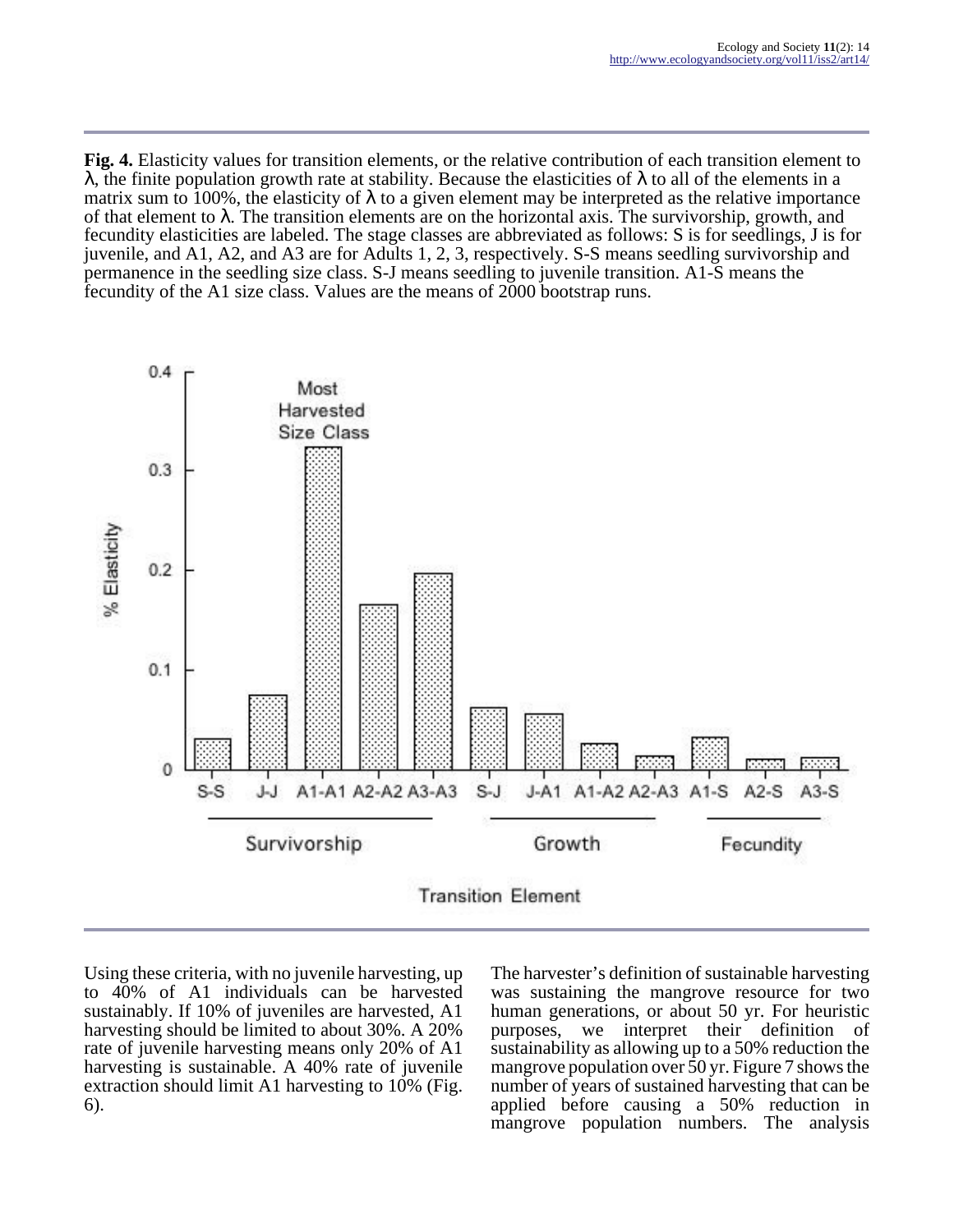**Fig. 4.** Elasticity values for transition elements, or the relative contribution of each transition element to λ, the finite population growth rate at stability. Because the elasticities of λ to all of the elements in a matrix sum to 100%, the elasticity of λ to a given element may be interpreted as the relative importance of that element to λ. The transition elements are on the horizontal axis. The survivorship, growth, and fecundity elasticities are labeled. The stage classes are abbreviated as follows: S is for seedlings, J is for juvenile, and A1, A2, and A3 are for Adults 1, 2, 3, respectively. S-S means seedling survivorship and permanence in the seedling size class. S-J means seedling to juvenile transition. A1-S means the fecundity of the A1 size class. Values are the means of 2000 bootstrap runs.

Using these criteria, with no juvenile harvesting, up to 40% of A1 individuals can be harvested sustainably. If 10% of juveniles are harvested, A1 harvesting should be limited to about 30%. A 20% rate of juvenile harvesting means only 20% of A1 harvesting is sustainable. A 40% rate of juvenile extraction should limit A1 harvesting to 10% (Fig. 6).

The harvester's definition of sustainable harvesting was sustaining the mangrove resource for two human generations, or about 50 yr. For heuristic purposes, we interpret their definition of sustainability as allowing up to a 50% reduction the mangrove population over 50 yr. Figure 7 shows the number of years of sustained harvesting that can be applied before causing a 50% reduction in mangrove population numbers. The analysis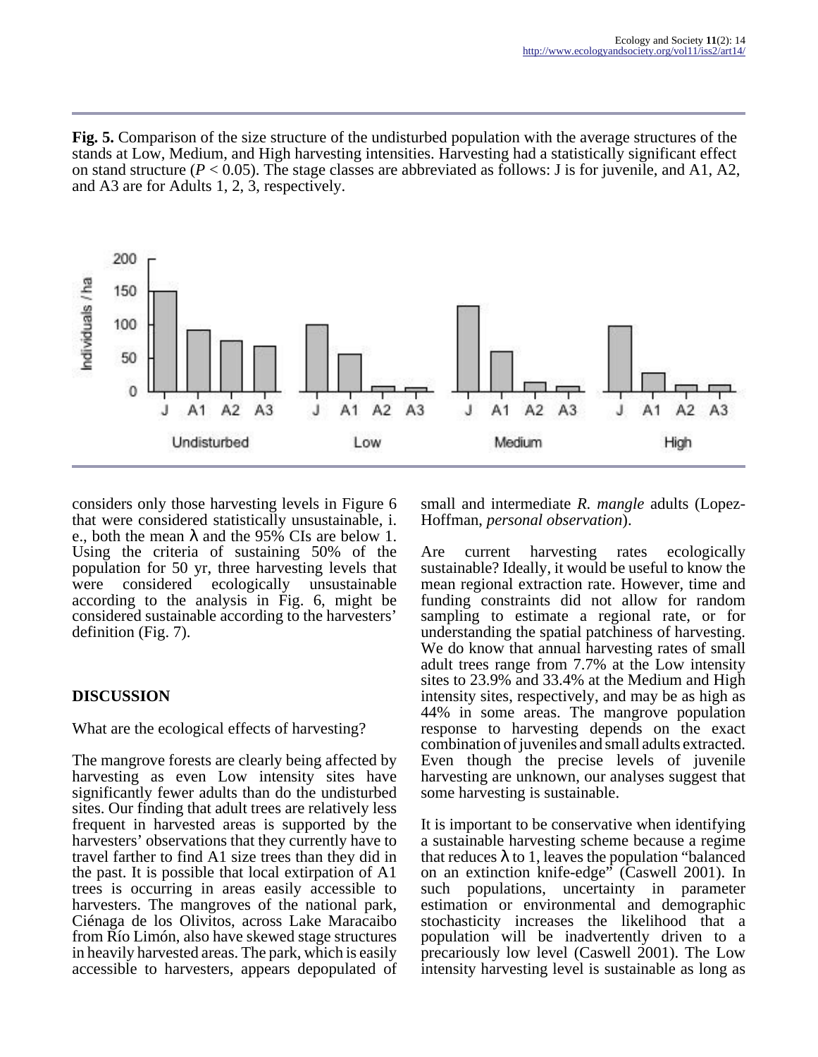**Fig. 5.** Comparison of the size structure of the undisturbed population with the average structures of the stands at Low, Medium, and High harvesting intensities. Harvesting had a statistically significant effect on stand structure ($P < 0.05$). The stage classes are abbreviated as follows: J is for juvenile, and A1, A2, and A3 are for Adults 1, 2, 3, respectively.

considers only those harvesting levels in Figure 6 that were considered statistically unsustainable, i. e., both the mean λ and the 95% CIs are below 1. Using the criteria of sustaining 50% of the population for 50 yr, three harvesting levels that were considered ecologically unsustainable according to the analysis in Fig. 6, might be considered sustainable according to the harvesters' definition (Fig. 7).

## DISCUSSION

What are the ecological effects of harvesting?

The mangrove forests are clearly being affected by harvesting as even Low intensity sites have significantly fewer adults than do the undisturbed sites. Our finding that adult trees are relatively less frequent in harvested areas is supported by the harvesters' observations that they currently have to travel farther to find A1 size trees than they did in the past. It is possible that local extirpation of A1 trees is occurring in areas easily accessible to harvesters. The mangroves of the national park, Ciénaga de los Olivitos, across Lake Maracaibo from Río Limón, also have skewed stage structures in heavily harvested areas. The park, which is easily accessible to harvesters, appears depopulated of small and intermediate *R. mangle* adults (Lopez-Hoffman, *personal observation*).

Are current harvesting rates ecologically sustainable? Ideally, it would be useful to know the mean regional extraction rate. However, time and funding constraints did not allow for random sampling to estimate a regional rate, or for understanding the spatial patchiness of harvesting. We do know that annual harvesting rates of small adult trees range from 7.7% at the Low intensity sites to 23.9% and 33.4% at the Medium and High intensity sites, respectively, and may be as high as 44% in some areas. The mangrove population response to harvesting depends on the exact combination of juveniles and small adults extracted. Even though the precise levels of juvenile harvesting are unknown, our analyses suggest that some harvesting is sustainable.

It is important to be conservative when identifying a sustainable harvesting scheme because a regime that reduces λ to 1, leaves the population "balanced on an extinction knife-edge" (Caswell 2001). In such populations, uncertainty in parameter estimation or environmental and demographic stochasticity increases the likelihood that a population will be inadvertently driven to a precariously low level (Caswell 2001). The Low intensity harvesting level is sustainable as long as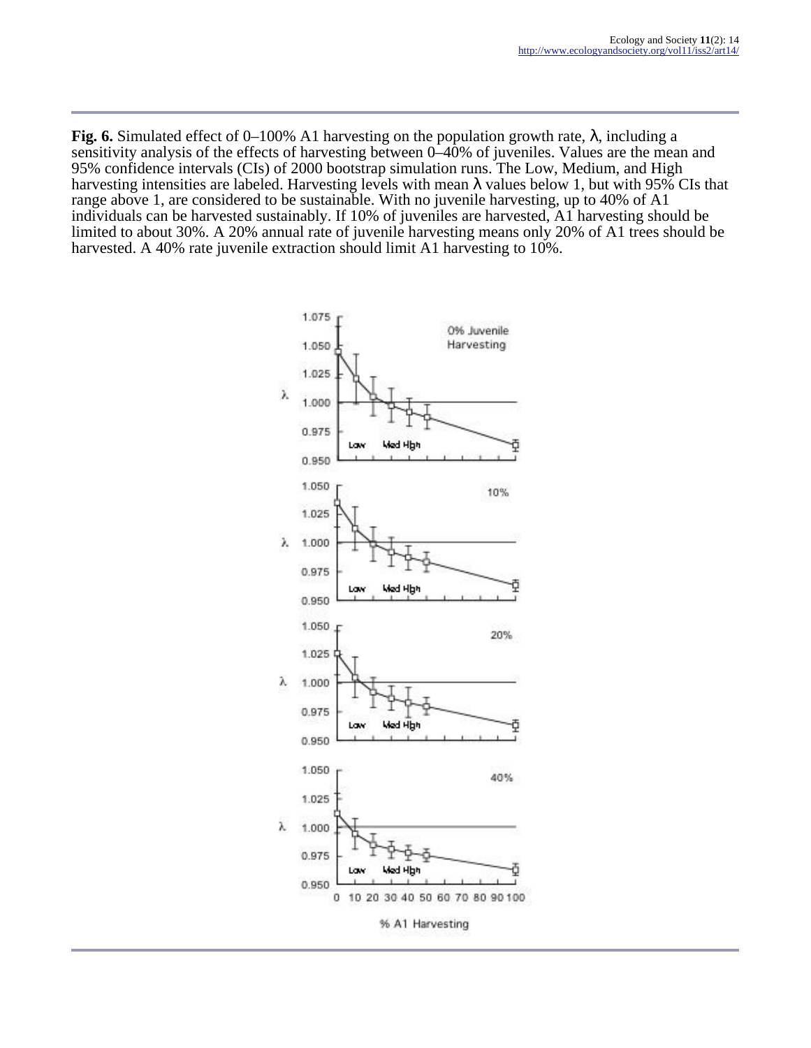**Fig. 6.** Simulated effect of 0–100% A1 harvesting on the population growth rate, λ, including a sensitivity analysis of the effects of harvesting between 0–40% of juveniles. Values are the mean and 95% confidence intervals (CIs) of 2000 bootstrap simulation runs. The Low, Medium, and High harvesting intensities are labeled. Harvesting levels with mean λ values below 1, but with 95% CIs that range above 1, are considered to be sustainable. With no juvenile harvesting, up to 40% of A1 individuals can be harvested sustainably. If 10% of juveniles are harvested, A1 harvesting should be limited to about 30%. A 20% annual rate of juvenile harvesting means only 20% of A1 trees should be harvested. A 40% rate juvenile extraction should limit A1 harvesting to 10%.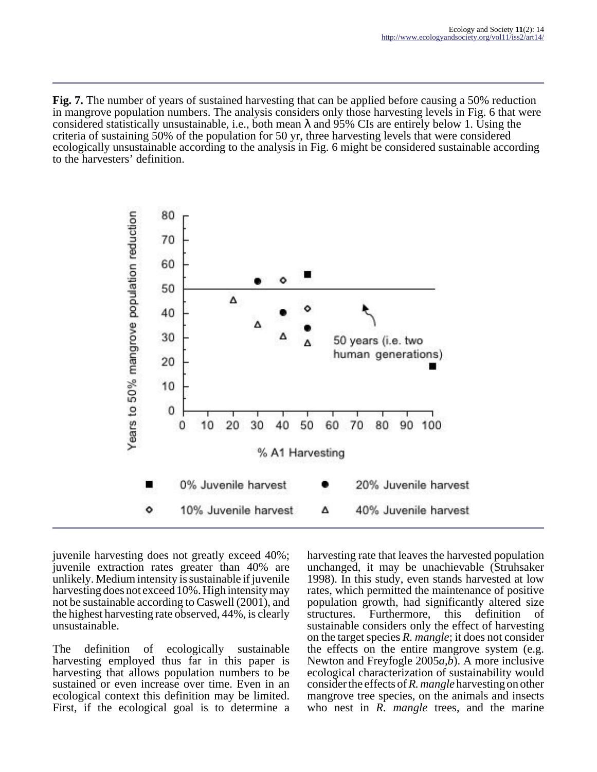**Fig. 7.** The number of years of sustained harvesting that can be applied before causing a 50% reduction in mangrove population numbers. The analysis considers only those harvesting levels in Fig. 6 that were considered statistically unsustainable, i.e., both mean λ and 95% CIs are entirely below 1. Using the criteria of sustaining 50% of the population for 50 yr, three harvesting levels that were considered ecologically unsustainable according to the analysis in Fig. 6 might be considered sustainable according to the harvesters' definition.

juvenile harvesting does not greatly exceed 40%; juvenile extraction rates greater than 40% are unlikely. Medium intensity is sustainable if juvenile harvesting does not exceed 10%. High intensity may not be sustainable according to Caswell (2001), and the highest harvesting rate observed, 44%, is clearly unsustainable.

The definition of ecologically sustainable harvesting employed thus far in this paper is harvesting that allows population numbers to be sustained or even increase over time. Even in an ecological context this definition may be limited. First, if the ecological goal is to determine a harvesting rate that leaves the harvested population unchanged, it may be unachievable (Struhsaker 1998). In this study, even stands harvested at low rates, which permitted the maintenance of positive population growth, had significantly altered size structures. Furthermore, this definition of sustainable considers only the effect of harvesting on the target species *R. mangle*; it does not consider the effects on the entire mangrove system (e.g. Newton and Freyfogle 2005*a*,*b*). A more inclusive ecological characterization of sustainability would consider the effects of *R. mangle* harvesting on other mangrove tree species, on the animals and insects who nest in *R. mangle* trees, and the marine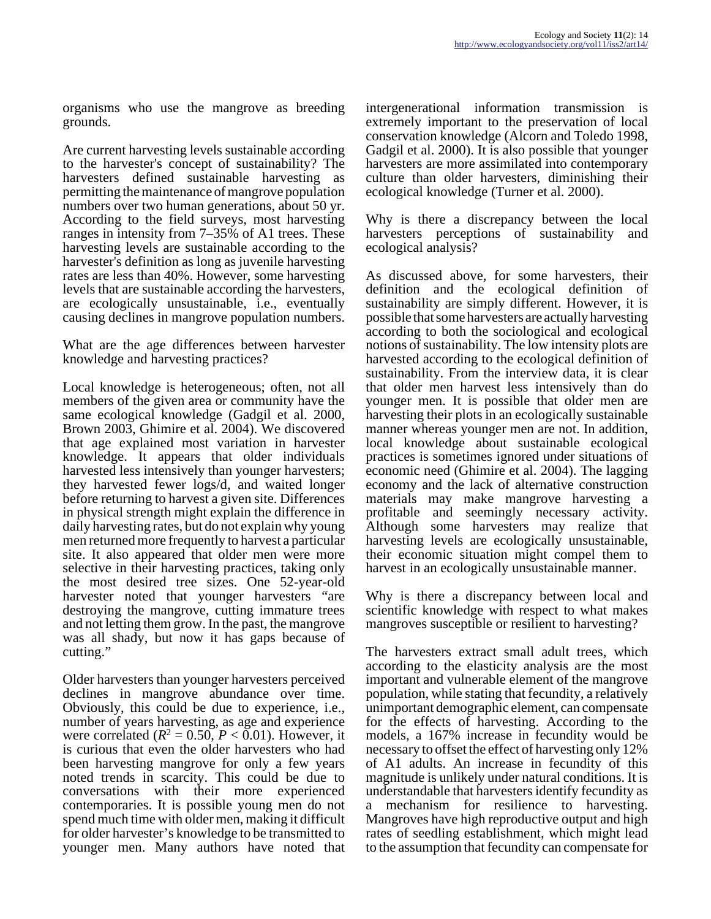organisms who use the mangrove as breeding grounds.

Are current harvesting levels sustainable according to the harvester's concept of sustainability? The harvesters defined sustainable harvesting as permitting the maintenance of mangrove population numbers over two human generations, about 50 yr. According to the field surveys, most harvesting ranges in intensity from 7–35% of A1 trees. These harvesting levels are sustainable according to the harvester's definition as long as juvenile harvesting rates are less than 40%. However, some harvesting levels that are sustainable according the harvesters, are ecologically unsustainable, i.e., eventually causing declines in mangrove population numbers.

What are the age differences between harvester knowledge and harvesting practices?

Local knowledge is heterogeneous; often, not all members of the given area or community have the same ecological knowledge (Gadgil et al. 2000, Brown 2003, Ghimire et al. 2004). We discovered that age explained most variation in harvester knowledge. It appears that older individuals harvested less intensively than younger harvesters; they harvested fewer logs/d, and waited longer before returning to harvest a given site. Differences in physical strength might explain the difference in daily harvesting rates, but do not explain why young men returned more frequently to harvest a particular site. It also appeared that older men were more selective in their harvesting practices, taking only the most desired tree sizes. One 52-year-old harvester noted that younger harvesters "are destroying the mangrove, cutting immature trees and not letting them grow. In the past, the mangrove was all shady, but now it has gaps because of cutting."

Older harvesters than younger harvesters perceived declines in mangrove abundance over time. Obviously, this could be due to experience, i.e., number of years harvesting, as age and experience were correlated ($R^2 = 0.50$, $P < 0.01$). However, it is curious that even the older harvesters who had been harvesting mangrove for only a few years noted trends in scarcity. This could be due to conversations with their more experienced contemporaries. It is possible young men do not spend much time with older men, making it difficult for older harvester's knowledge to be transmitted to younger men. Many authors have noted that intergenerational information transmission is extremely important to the preservation of local conservation knowledge (Alcorn and Toledo 1998, Gadgil et al. 2000). It is also possible that younger harvesters are more assimilated into contemporary culture than older harvesters, diminishing their ecological knowledge (Turner et al. 2000).

Why is there a discrepancy between the local harvesters perceptions of sustainability and ecological analysis?

As discussed above, for some harvesters, their definition and the ecological definition of sustainability are simply different. However, it is possible that some harvesters are actually harvesting according to both the sociological and ecological notions of sustainability. The low intensity plots are harvested according to the ecological definition of sustainability. From the interview data, it is clear that older men harvest less intensively than do younger men. It is possible that older men are harvesting their plots in an ecologically sustainable manner whereas younger men are not. In addition, local knowledge about sustainable ecological practices is sometimes ignored under situations of economic need (Ghimire et al. 2004). The lagging economy and the lack of alternative construction materials may make mangrove harvesting a profitable and seemingly necessary activity. Although some harvesters may realize that harvesting levels are ecologically unsustainable, their economic situation might compel them to harvest in an ecologically unsustainable manner.

Why is there a discrepancy between local and scientific knowledge with respect to what makes mangroves susceptible or resilient to harvesting?

The harvesters extract small adult trees, which according to the elasticity analysis are the most important and vulnerable element of the mangrove population, while stating that fecundity, a relatively unimportant demographic element, can compensate for the effects of harvesting. According to the models, a 167% increase in fecundity would be necessary to offset the effect of harvesting only 12% of A1 adults. An increase in fecundity of this magnitude is unlikely under natural conditions. It is understandable that harvesters identify fecundity as a mechanism for resilience to harvesting. Mangroves have high reproductive output and high rates of seedling establishment, which might lead to the assumption that fecundity can compensate for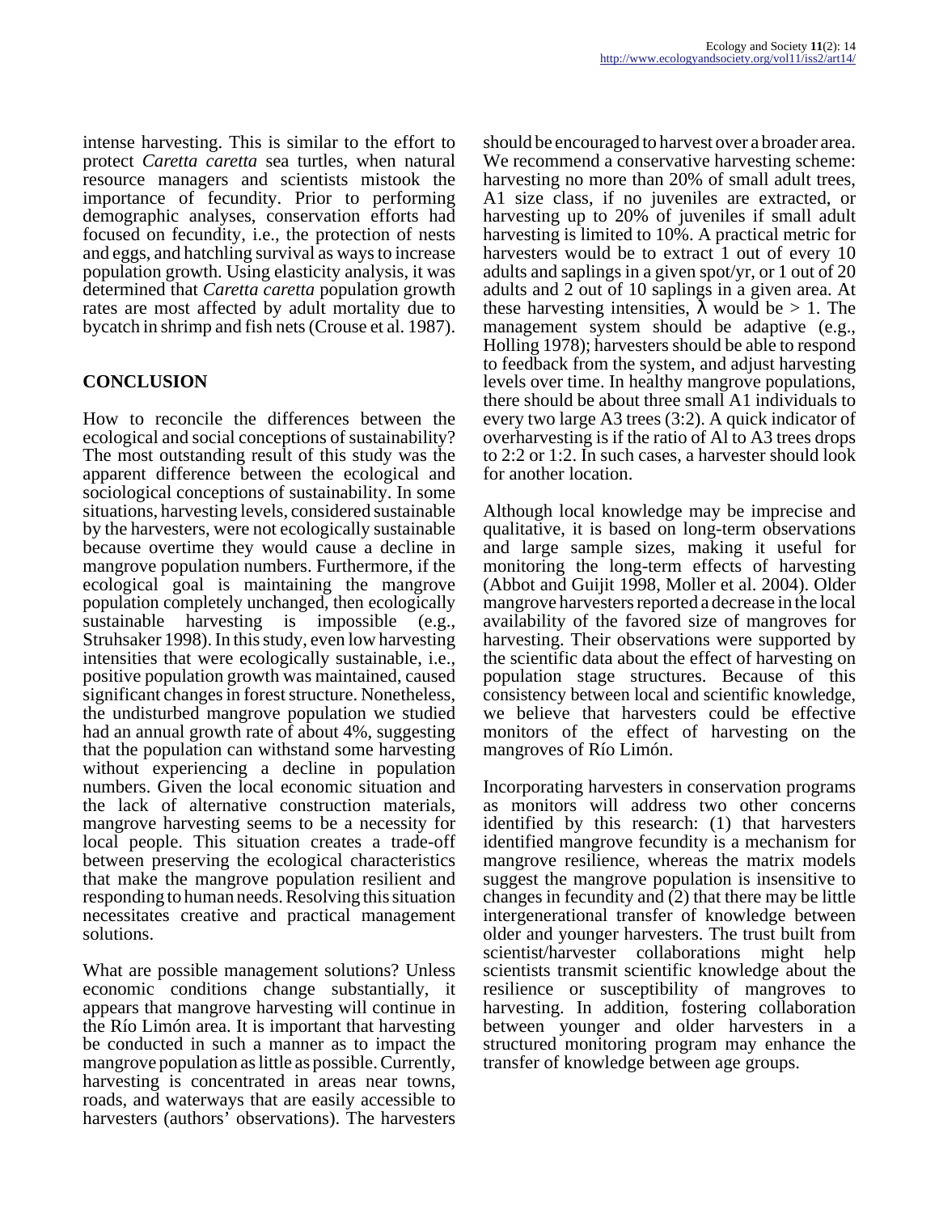intense harvesting. This is similar to the effort to protect *Caretta caretta* sea turtles, when natural resource managers and scientists mistook the importance of fecundity. Prior to performing demographic analyses, conservation efforts had focused on fecundity, i.e., the protection of nests and eggs, and hatchling survival as ways to increase population growth. Using elasticity analysis, it was determined that *Caretta caretta* population growth rates are most affected by adult mortality due to bycatch in shrimp and fish nets (Crouse et al. 1987).

## CONCLUSION

How to reconcile the differences between the ecological and social conceptions of sustainability? The most outstanding result of this study was the apparent difference between the ecological and sociological conceptions of sustainability. In some situations, harvesting levels, considered sustainable by the harvesters, were not ecologically sustainable because overtime they would cause a decline in mangrove population numbers. Furthermore, if the ecological goal is maintaining the mangrove population completely unchanged, then ecologically sustainable harvesting is impossible (e.g., Struhsaker 1998). In this study, even low harvesting intensities that were ecologically sustainable, i.e., positive population growth was maintained, caused significant changes in forest structure. Nonetheless, the undisturbed mangrove population we studied had an annual growth rate of about 4%, suggesting that the population can withstand some harvesting without experiencing a decline in population numbers. Given the local economic situation and the lack of alternative construction materials, mangrove harvesting seems to be a necessity for local people. This situation creates a trade-off between preserving the ecological characteristics that make the mangrove population resilient and responding to human needs. Resolving this situation necessitates creative and practical management solutions.

What are possible management solutions? Unless economic conditions change substantially, it appears that mangrove harvesting will continue in the Río Limón area. It is important that harvesting be conducted in such a manner as to impact the mangrove population as little as possible. Currently, harvesting is concentrated in areas near towns, roads, and waterways that are easily accessible to harvesters (authors' observations). The harvesters should be encouraged to harvest over a broader area. We recommend a conservative harvesting scheme: harvesting no more than 20% of small adult trees, A1 size class, if no juveniles are extracted, or harvesting up to 20% of juveniles if small adult harvesting is limited to 10%. A practical metric for harvesters would be to extract 1 out of every 10 adults and saplings in a given spot/yr, or 1 out of 20 adults and 2 out of 10 saplings in a given area. At these harvesting intensities, $\lambda$ would be $> 1$. The management system should be adaptive (e.g., Holling 1978); harvesters should be able to respond to feedback from the system, and adjust harvesting levels over time. In healthy mangrove populations, there should be about three small A1 individuals to every two large A3 trees (3:2). A quick indicator of overharvesting is if the ratio of Al to A3 trees drops to 2:2 or 1:2. In such cases, a harvester should look for another location.

Although local knowledge may be imprecise and qualitative, it is based on long-term observations and large sample sizes, making it useful for monitoring the long-term effects of harvesting (Abbot and Guijit 1998, Moller et al. 2004). Older mangrove harvesters reported a decrease in the local availability of the favored size of mangroves for harvesting. Their observations were supported by the scientific data about the effect of harvesting on population stage structures. Because of this consistency between local and scientific knowledge, we believe that harvesters could be effective monitors of the effect of harvesting on the mangroves of Río Limón.

Incorporating harvesters in conservation programs as monitors will address two other concerns identified by this research: (1) that harvesters identified mangrove fecundity is a mechanism for mangrove resilience, whereas the matrix models suggest the mangrove population is insensitive to changes in fecundity and (2) that there may be little intergenerational transfer of knowledge between older and younger harvesters. The trust built from scientist/harvester collaborations might help scientists transmit scientific knowledge about the resilience or susceptibility of mangroves to harvesting. In addition, fostering collaboration between younger and older harvesters in a structured monitoring program may enhance the transfer of knowledge between age groups.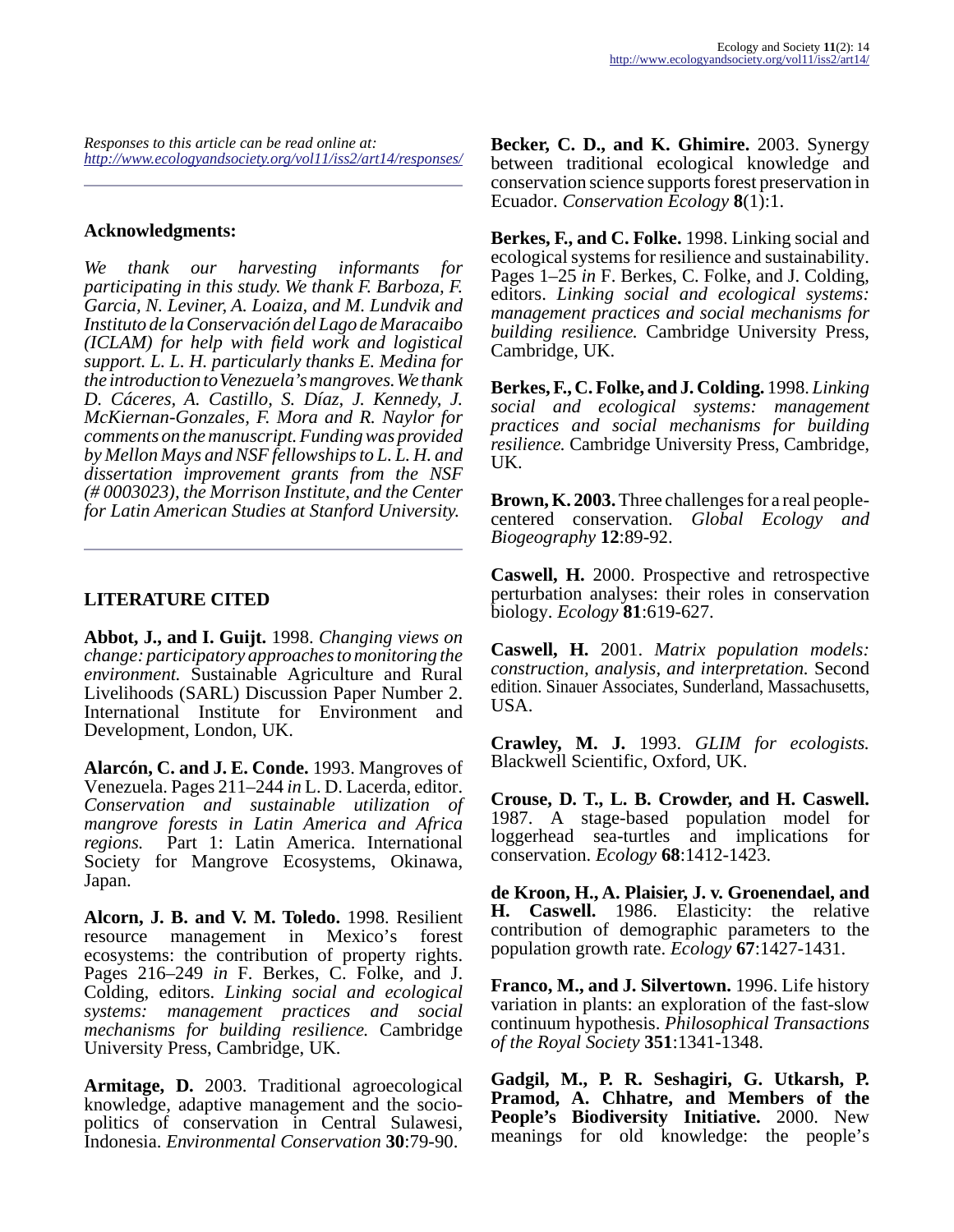Responses to this article can be read online at:
http://www.ecologyandsociety.org/vol11/iss2/art14/responses/

## Acknowledgments:

*We thank our harvesting informants for participating in this study. We thank F. Barboza, F. Garcia, N. Leviner, A. Loaiza, and M. Lundvik and Instituto de la Conservación del Lago de Maracaibo (ICLAM) for help with field work and logistical support. L. L. H. particularly thanks E. Medina for the introduction to Venezuela's mangroves. We thank D. Cáceres, A. Castillo, S. Díaz, J. Kennedy, J. McKiernan-Gonzales, F. Mora and R. Naylor for comments on the manuscript. Funding was provided by Mellon Mays and NSF fellowships to L. L. H. and dissertation improvement grants from the NSF (# 0003023), the Morrison Institute, and the Center for Latin American Studies at Stanford University.*

## LITERATURE CITED

**Abbot, J., and I. Guijt.** 1998. *Changing views on change: participatory approaches to monitoring the environment.* Sustainable Agriculture and Rural Livelihoods (SARL) Discussion Paper Number 2. International Institute for Environment and Development, London, UK.

**Alarcón, C. and J. E. Conde.** 1993. Mangroves of Venezuela. Pages 211–244 *in* L. D. Lacerda, editor. *Conservation and sustainable utilization of mangrove forests in Latin America and Africa regions.* Part 1: Latin America. International Society for Mangrove Ecosystems, Okinawa, Japan.

**Alcorn, J. B. and V. M. Toledo.** 1998. Resilient resource management in Mexico's forest ecosystems: the contribution of property rights. Pages 216–249 *in* F. Berkes, C. Folke, and J. Colding, editors. *Linking social and ecological systems: management practices and social mechanisms for building resilience.* Cambridge University Press, Cambridge, UK.

**Armitage, D.** 2003. Traditional agroecological knowledge, adaptive management and the socio-politics of conservation in Central Sulawesi, Indonesia. *Environmental Conservation* **30**:79-90.

**Becker, C. D., and K. Ghimire.** 2003. Synergy between traditional ecological knowledge and conservation science supports forest preservation in Ecuador. *Conservation Ecology* **8**(1):1.

**Berkes, F., and C. Folke.** 1998. Linking social and ecological systems for resilience and sustainability. Pages 1–25 *in* F. Berkes, C. Folke, and J. Colding, editors. *Linking social and ecological systems: management practices and social mechanisms for building resilience.* Cambridge University Press, Cambridge, UK.

**Berkes, F., C. Folke, and J. Colding.** 1998. *Linking social and ecological systems: management practices and social mechanisms for building resilience.* Cambridge University Press, Cambridge, UK.

**Brown, K. 2003.** Three challenges for a real people-centered conservation. *Global Ecology and Biogeography* **12**:89-92.

**Caswell, H.** 2000. Prospective and retrospective perturbation analyses: their roles in conservation biology. *Ecology* **81**:619-627.

**Caswell, H.** 2001. *Matrix population models: construction, analysis, and interpretation.* Second edition. Sinauer Associates, Sunderland, Massachusetts, USA.

**Crawley, M. J.** 1993. *GLIM for ecologists.* Blackwell Scientific, Oxford, UK.

**Crouse, D. T., L. B. Crowder, and H. Caswell.** 1987. A stage-based population model for loggerhead sea-turtles and implications for conservation. *Ecology* **68**:1412-1423.

**de Kroon, H., A. Plaisier, J. v. Groenendael, and H. Caswell.** 1986. Elasticity: the relative contribution of demographic parameters to the population growth rate. *Ecology* **67**:1427-1431.

**Franco, M., and J. Silvertown.** 1996. Life history variation in plants: an exploration of the fast-slow continuum hypothesis. *Philosophical Transactions of the Royal Society* **351**:1341-1348.

**Gadgil, M., P. R. Seshagiri, G. Utkarsh, P. Pramod, A. Chhatre, and Members of the People's Biodiversity Initiative.** 2000. New meanings for old knowledge: the people's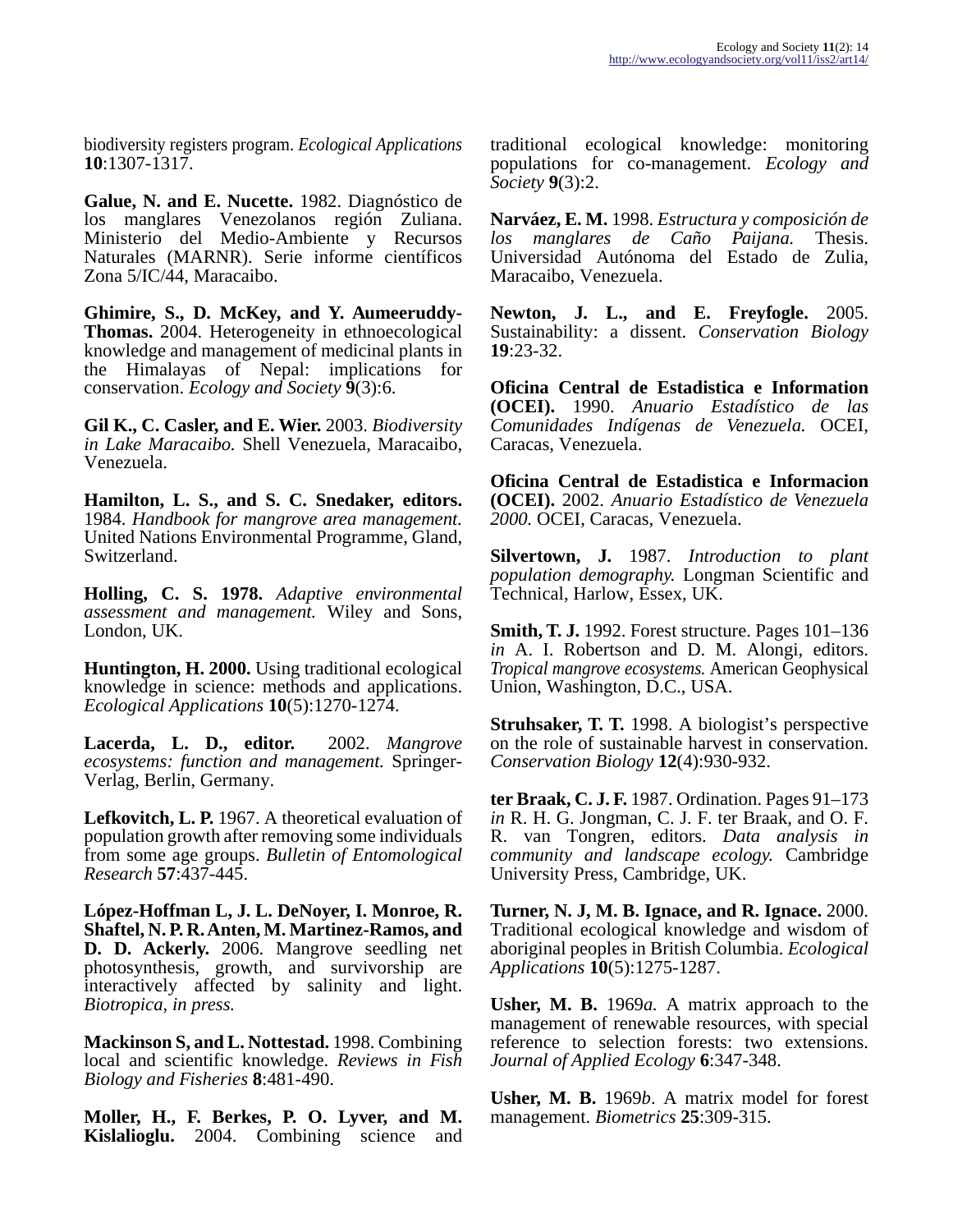biodiversity registers program. *Ecological Applications* **10**:1307-1317.

**Galue, N. and E. Nucette.** 1982. Diagnóstico de los manglares Venezolanos región Zuliana. Ministerio del Medio-Ambiente y Recursos Naturales (MARNR). Serie informe científicos Zona 5/IC/44, Maracaibo.

**Ghimire, S., D. McKey, and Y. Aumeeruddy-Thomas.** 2004. Heterogeneity in ethnoecological knowledge and management of medicinal plants in the Himalayas of Nepal: implications for conservation. *Ecology and Society* **9**(3):6.

**Gil K., C. Casler, and E. Wier.** 2003. *Biodiversity in Lake Maracaibo.* Shell Venezuela, Maracaibo, Venezuela.

**Hamilton, L. S., and S. C. Snedaker, editors.** 1984. *Handbook for mangrove area management.* United Nations Environmental Programme, Gland, Switzerland.

**Holling, C. S. 1978.** *Adaptive environmental assessment and management.* Wiley and Sons, London, UK.

**Huntington, H. 2000.** Using traditional ecological knowledge in science: methods and applications. *Ecological Applications* **10**(5):1270-1274.

**Lacerda, L. D., editor.** 2002. *Mangrove ecosystems: function and management.* Springer-Verlag, Berlin, Germany.

**Lefkovitch, L. P.** 1967. A theoretical evaluation of population growth after removing some individuals from some age groups. *Bulletin of Entomological Research* **57**:437-445.

**López-Hoffman L, J. L. DeNoyer, I. Monroe, R. Shaftel, N. P. R. Anten, M. Martinez-Ramos, and D. D. Ackerly.** 2006. Mangrove seedling net photosynthesis, growth, and survivorship are interactively affected by salinity and light. *Biotropica, in press.*

**Mackinson S, and L. Nottestad.** 1998. Combining local and scientific knowledge. *Reviews in Fish Biology and Fisheries* **8**:481-490.

**Moller, H., F. Berkes, P. O. Lyver, and M. Kislalioglu.** 2004. Combining science and traditional ecological knowledge: monitoring populations for co-management. *Ecology and Society* **9**(3):2.

**Narváez, E. M.** 1998. *Estructura y composición de los manglares de Caño Paijana.* Thesis. Universidad Autónoma del Estado de Zulia, Maracaibo, Venezuela.

**Newton, J. L., and E. Freyfogle.** 2005. Sustainability: a dissent. *Conservation Biology* **19**:23-32.

**Oficina Central de Estadistica e Information (OCEI).** 1990. *Anuario Estadístico de las Comunidades Indígenas de Venezuela.* OCEI, Caracas, Venezuela.

**Oficina Central de Estadistica e Informacion (OCEI).** 2002. *Anuario Estadístico de Venezuela 2000.* OCEI, Caracas, Venezuela.

**Silvertown, J.** 1987. *Introduction to plant population demography.* Longman Scientific and Technical, Harlow, Essex, UK.

**Smith, T. J.** 1992. Forest structure. Pages 101–136 *in* A. I. Robertson and D. M. Alongi, editors. *Tropical mangrove ecosystems.* American Geophysical Union, Washington, D.C., USA.

**Struhsaker, T. T.** 1998. A biologist's perspective on the role of sustainable harvest in conservation. *Conservation Biology* **12**(4):930-932.

**ter Braak, C. J. F.** 1987. Ordination. Pages 91–173 *in* R. H. G. Jongman, C. J. F. ter Braak, and O. F. R. van Tongren, editors. *Data analysis in community and landscape ecology.* Cambridge University Press, Cambridge, UK.

**Turner, N. J, M. B. Ignace, and R. Ignace.** 2000. Traditional ecological knowledge and wisdom of aboriginal peoples in British Columbia. *Ecological Applications* **10**(5):1275-1287.

**Usher, M. B.** 1969*a.* A matrix approach to the management of renewable resources, with special reference to selection forests: two extensions. *Journal of Applied Ecology* **6**:347-348.

**Usher, M. B.** 1969*b*. A matrix model for forest management. *Biometrics* **25**:309-315.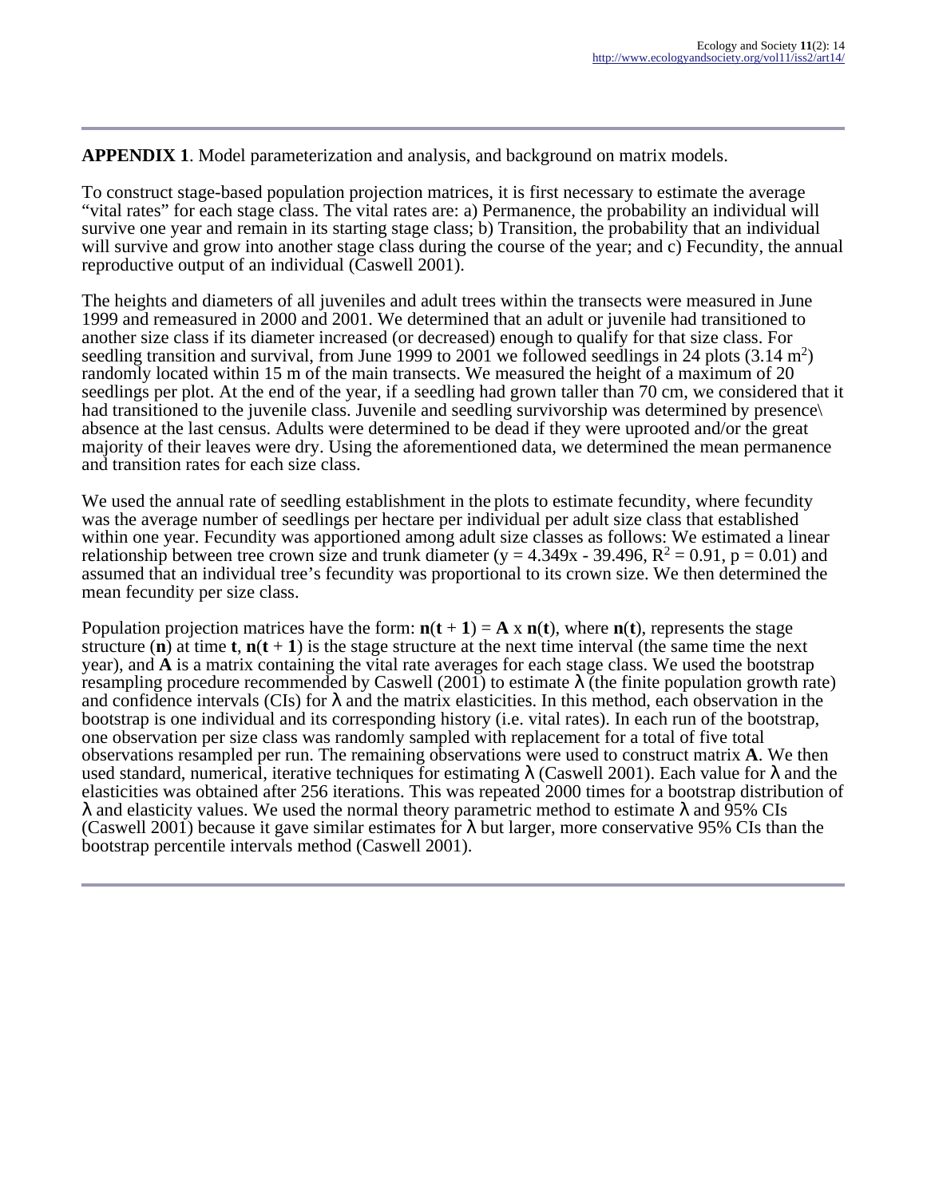**APPENDIX 1**. Model parameterization and analysis, and background on matrix models.

To construct stage-based population projection matrices, it is first necessary to estimate the average "vital rates" for each stage class. The vital rates are: a) Permanence, the probability an individual will survive one year and remain in its starting stage class; b) Transition, the probability that an individual will survive and grow into another stage class during the course of the year; and c) Fecundity, the annual reproductive output of an individual (Caswell 2001).

The heights and diameters of all juveniles and adult trees within the transects were measured in June 1999 and remeasured in 2000 and 2001. We determined that an adult or juvenile had transitioned to another size class if its diameter increased (or decreased) enough to qualify for that size class. For seedling transition and survival, from June 1999 to 2001 we followed seedlings in 24 plots ($3.14\ m^2$) randomly located within 15 m of the main transects. We measured the height of a maximum of 20 seedlings per plot. At the end of the year, if a seedling had grown taller than 70 cm, we considered that it had transitioned to the juvenile class. Juvenile and seedling survivorship was determined by presence\ absence at the last census. Adults were determined to be dead if they were uprooted and/or the great majority of their leaves were dry. Using the aforementioned data, we determined the mean permanence and transition rates for each size class.

We used the annual rate of seedling establishment in the plots to estimate fecundity, where fecundity was the average number of seedlings per hectare per individual per adult size class that established within one year. Fecundity was apportioned among adult size classes as follows: We estimated a linear relationship between tree crown size and trunk diameter ($y = 4.349x - 39.496$, $R^2 = 0.91$, $p = 0.01$) and assumed that an individual tree's fecundity was proportional to its crown size. We then determined the mean fecundity per size class.

Population projection matrices have the form: $\mathbf{n}(\mathbf{t+1}) = \mathbf{A} \times \mathbf{n}(\mathbf{t})$, where $\mathbf{n}(\mathbf{t})$, represents the stage structure ($\mathbf{n}$) at time $\mathbf{t}$, $\mathbf{n}(\mathbf{t+1})$ is the stage structure at the next time interval (the same time the next year), and $\mathbf{A}$ is a matrix containing the vital rate averages for each stage class. We used the bootstrap resampling procedure recommended by Caswell (2001) to estimate $\lambda$ (the finite population growth rate) and confidence intervals (CIs) for $\lambda$ and the matrix elasticities. In this method, each observation in the bootstrap is one individual and its corresponding history (i.e. vital rates). In each run of the bootstrap, one observation per size class was randomly sampled with replacement for a total of five total observations resampled per run. The remaining observations were used to construct matrix $\mathbf{A}$. We then used standard, numerical, iterative techniques for estimating $\lambda$ (Caswell 2001). Each value for $\lambda$ and the elasticities was obtained after 256 iterations. This was repeated 2000 times for a bootstrap distribution of $\lambda$ and elasticity values. We used the normal theory parametric method to estimate $\lambda$ and 95% CIs (Caswell 2001) because it gave similar estimates for $\lambda$ but larger, more conservative 95% CIs than the bootstrap percentile intervals method (Caswell 2001).